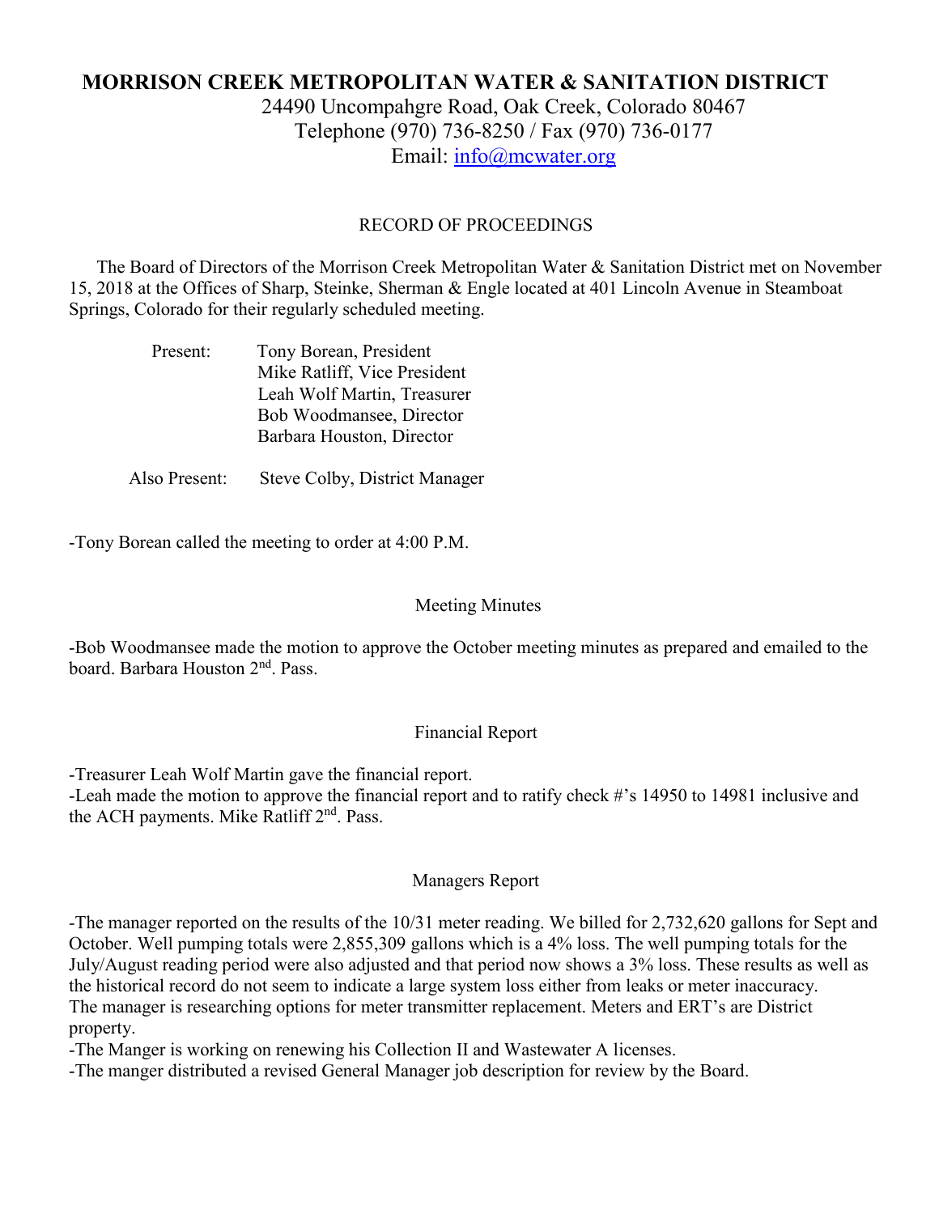# MORRISON CREEK METROPOLITAN WATER & SANITATION DISTRICT

24490 Uncompahgre Road, Oak Creek, Colorado 80467
Telephone (970) 736-8250 / Fax (970) 736-0177
Email: info@mcwater.org

RECORD OF PROCEEDINGS

The Board of Directors of the Morrison Creek Metropolitan Water & Sanitation District met on November 15, 2018 at the Offices of Sharp, Steinke, Sherman & Engle located at 401 Lincoln Avenue in Steamboat Springs, Colorado for their regularly scheduled meeting.

Present:
Tony Borean, President
Mike Ratliff, Vice President
Leah Wolf Martin, Treasurer
Bob Woodmansee, Director
Barbara Houston, Director

Also Present: Steve Colby, District Manager

-Tony Borean called the meeting to order at 4:00 P.M.

## Meeting Minutes

-Bob Woodmansee made the motion to approve the October meeting minutes as prepared and emailed to the board. Barbara Houston 2nd. Pass.

## Financial Report

-Treasurer Leah Wolf Martin gave the financial report.
-Leah made the motion to approve the financial report and to ratify check #'s 14950 to 14981 inclusive and the ACH payments. Mike Ratliff 2nd. Pass.

## Managers Report

-The manager reported on the results of the 10/31 meter reading. We billed for 2,732,620 gallons for Sept and October. Well pumping totals were 2,855,309 gallons which is a 4% loss. The well pumping totals for the July/August reading period were also adjusted and that period now shows a 3% loss. These results as well as the historical record do not seem to indicate a large system loss either from leaks or meter inaccuracy.
The manager is researching options for meter transmitter replacement. Meters and ERT's are District property.
-The Manger is working on renewing his Collection II and Wastewater A licenses.
-The manger distributed a revised General Manager job description for review by the Board.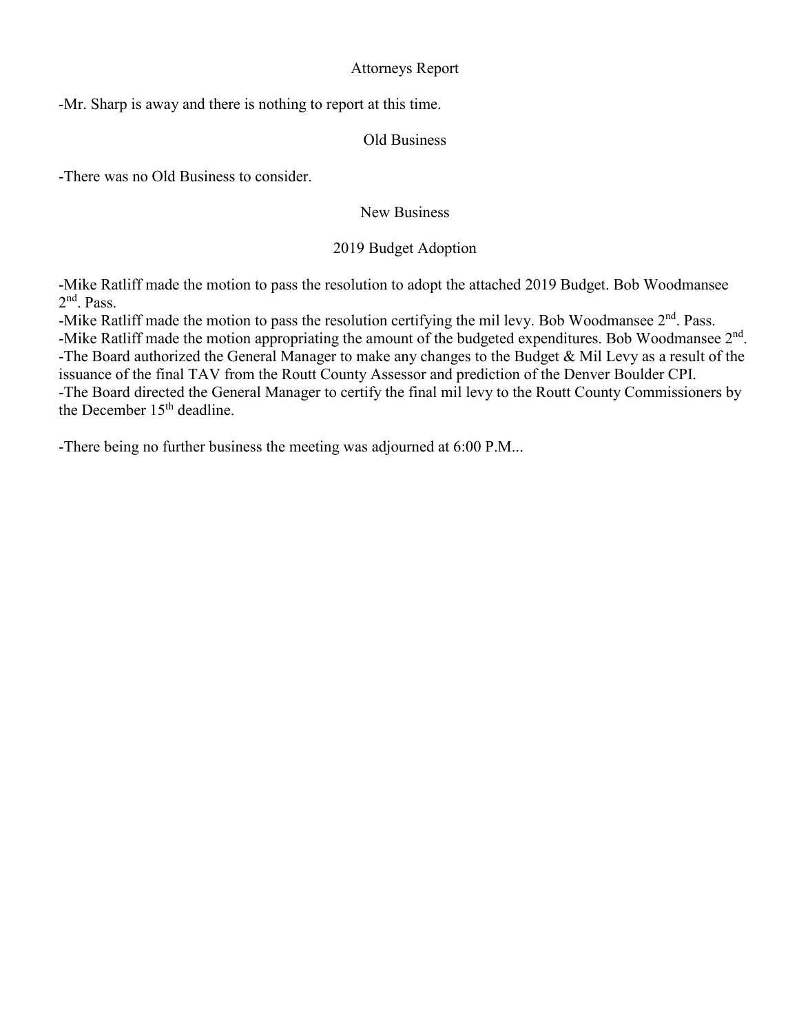## Attorneys Report

-Mr. Sharp is away and there is nothing to report at this time.

## Old Business

-There was no Old Business to consider.

## New Business

### 2019 Budget Adoption

-Mike Ratliff made the motion to pass the resolution to adopt the attached 2019 Budget. Bob Woodmansee 2nd. Pass.

-Mike Ratliff made the motion to pass the resolution certifying the mil levy. Bob Woodmansee 2nd. Pass.

-Mike Ratliff made the motion appropriating the amount of the budgeted expenditures. Bob Woodmansee 2nd.

-The Board authorized the General Manager to make any changes to the Budget & Mil Levy as a result of the issuance of the final TAV from the Routt County Assessor and prediction of the Denver Boulder CPI.

-The Board directed the General Manager to certify the final mil levy to the Routt County Commissioners by the December 15th deadline.

-There being no further business the meeting was adjourned at 6:00 P.M...